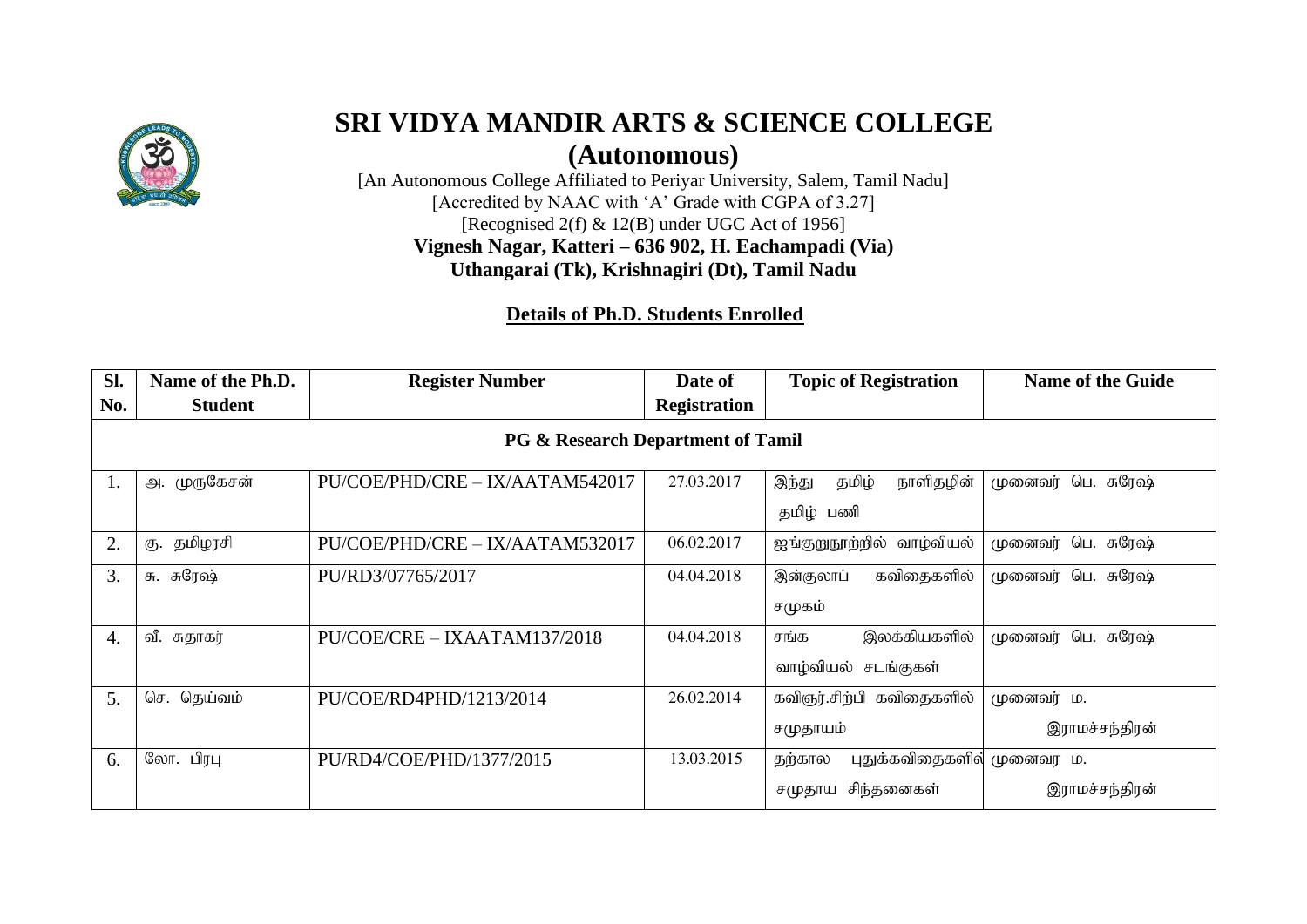# SRI VIDYA MANDIR ARTS & SCIENCE COLLEGE

## (Autonomous)

[An Autonomous College Affiliated to Periyar University, Salem, Tamil Nadu]
[Accredited by NAAC with 'A' Grade with CGPA of 3.27]
[Recognised 2(f) & 12(B) under UGC Act of 1956]
**Vignesh Nagar, Katteri – 636 902, H. Eachampadi (Via)**
**Uthangarai (Tk), Krishnagiri (Dt), Tamil Nadu**

**Details of Ph.D. Students Enrolled**

| Sl. No. | Name of the Ph.D. Student | Register Number | Date of Registration | Topic of Registration | Name of the Guide |
|---|---|---|---|---|---|
| **PG & Research Department of Tamil** | | | | | |
| 1. | அ. முருகேசன் | PU/COE/PHD/CRE – IX/AATAM542017 | 27.03.2017 | இந்து தமிழ் நாளிதழின் தமிழ் பணி | முனைவர் பெ. சுரேஷ் |
| 2. | கு. தமிழரசி | PU/COE/PHD/CRE – IX/AATAM532017 | 06.02.2017 | ஐங்குறுநூற்றில் வாழ்வியல் | முனைவர் பெ. சுரேஷ் |
| 3. | சு. சுரேஷ் | PU/RD3/07765/2017 | 04.04.2018 | இன்குலாப் கவிதைகளில் சமுகம் | முனைவர் பெ. சுரேஷ் |
| 4. | வீ. சுதாகர் | PU/COE/CRE – IXAATAM137/2018 | 04.04.2018 | சங்க இலக்கியகளில் வாழ்வியல் சடங்குகள் | முனைவர் பெ. சுரேஷ் |
| 5. | செ. தெய்வம் | PU/COE/RD4PHD/1213/2014 | 26.02.2014 | கவிஞர்.சிற்பி கவிதைகளில் சமுதாயம் | முனைவர் ம. இராமச்சந்திரன் |
| 6. | லோ. பிரபு | PU/RD4/COE/PHD/1377/2015 | 13.03.2015 | தற்கால புதுக்கவிதைகளில் சமுதாய சிந்தனைகள் | முனைவர ம. இராமச்சந்திரன் |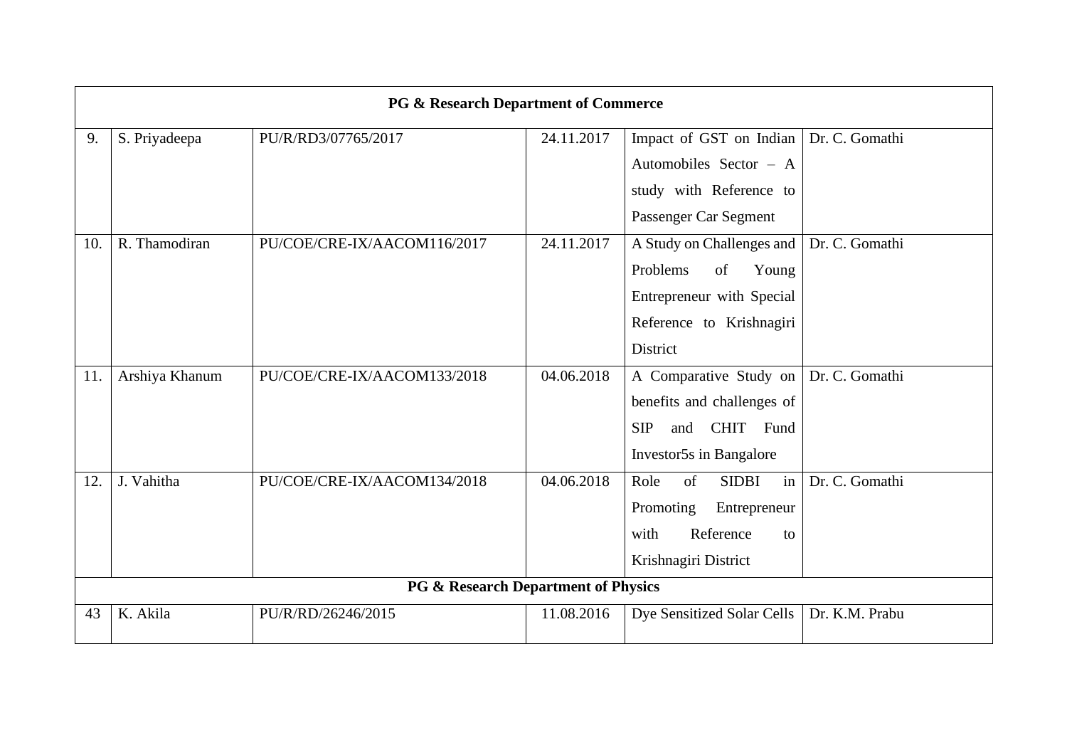| | | | | | |
|---|---|---|---|---|---|
| **PG & Research Department of Commerce** | | | | | |
| 9. | S. Priyadeepa | PU/R/RD3/07765/2017 | 24.11.2017 | Impact of GST on Indian Automobiles Sector – A study with Reference to Passenger Car Segment | Dr. C. Gomathi |
| 10. | R. Thamodiran | PU/COE/CRE-IX/AACOM116/2017 | 24.11.2017 | A Study on Challenges and Problems of Young Entrepreneur with Special Reference to Krishnagiri District | Dr. C. Gomathi |
| 11. | Arshiya Khanum | PU/COE/CRE-IX/AACOM133/2018 | 04.06.2018 | A Comparative Study on benefits and challenges of SIP and CHIT Fund Investor5s in Bangalore | Dr. C. Gomathi |
| 12. | J. Vahitha | PU/COE/CRE-IX/AACOM134/2018 | 04.06.2018 | Role of SIDBI in Promoting Entrepreneur with Reference to Krishnagiri District | Dr. C. Gomathi |
| **PG & Research Department of Physics** | | | | | |
| 43 | K. Akila | PU/R/RD/26246/2015 | 11.08.2016 | Dye Sensitized Solar Cells | Dr. K.M. Prabu |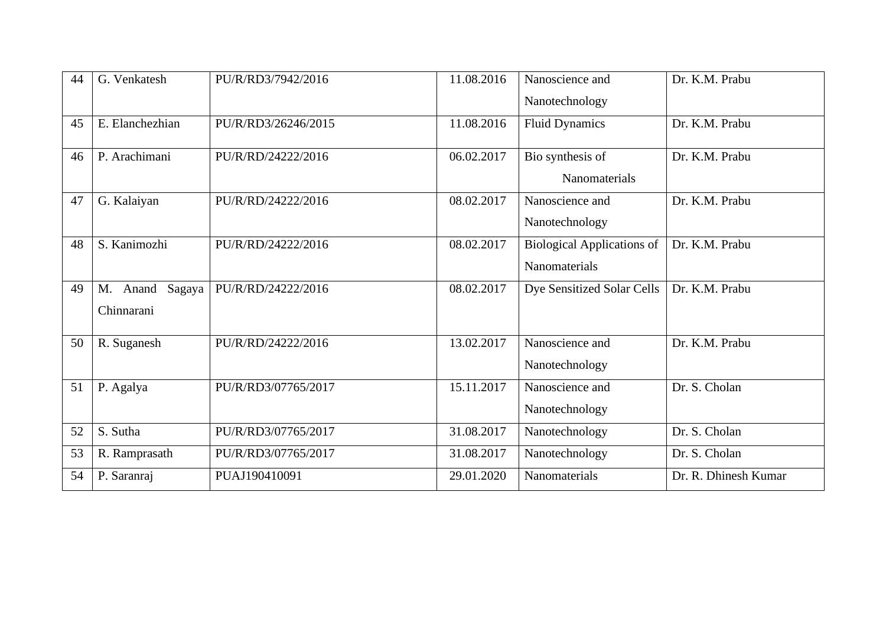| | | | | | |
|---|---|---|---|---|---|
| 44 | G. Venkatesh | PU/R/RD3/7942/2016 | 11.08.2016 | Nanoscience and Nanotechnology | Dr. K.M. Prabu |
| 45 | E. Elanchezhian | PU/R/RD3/26246/2015 | 11.08.2016 | Fluid Dynamics | Dr. K.M. Prabu |
| 46 | P. Arachimani | PU/R/RD/24222/2016 | 06.02.2017 | Bio synthesis of Nanomaterials | Dr. K.M. Prabu |
| 47 | G. Kalaiyan | PU/R/RD/24222/2016 | 08.02.2017 | Nanoscience and Nanotechnology | Dr. K.M. Prabu |
| 48 | S. Kanimozhi | PU/R/RD/24222/2016 | 08.02.2017 | Biological Applications of Nanomaterials | Dr. K.M. Prabu |
| 49 | M. Anand Sagaya Chinnarani | PU/R/RD/24222/2016 | 08.02.2017 | Dye Sensitized Solar Cells | Dr. K.M. Prabu |
| 50 | R. Suganesh | PU/R/RD/24222/2016 | 13.02.2017 | Nanoscience and Nanotechnology | Dr. K.M. Prabu |
| 51 | P. Agalya | PU/R/RD3/07765/2017 | 15.11.2017 | Nanoscience and Nanotechnology | Dr. S. Cholan |
| 52 | S. Sutha | PU/R/RD3/07765/2017 | 31.08.2017 | Nanotechnology | Dr. S. Cholan |
| 53 | R. Ramprasath | PU/R/RD3/07765/2017 | 31.08.2017 | Nanotechnology | Dr. S. Cholan |
| 54 | P. Saranraj | PUAJ190410091 | 29.01.2020 | Nanomaterials | Dr. R. Dhinesh Kumar |